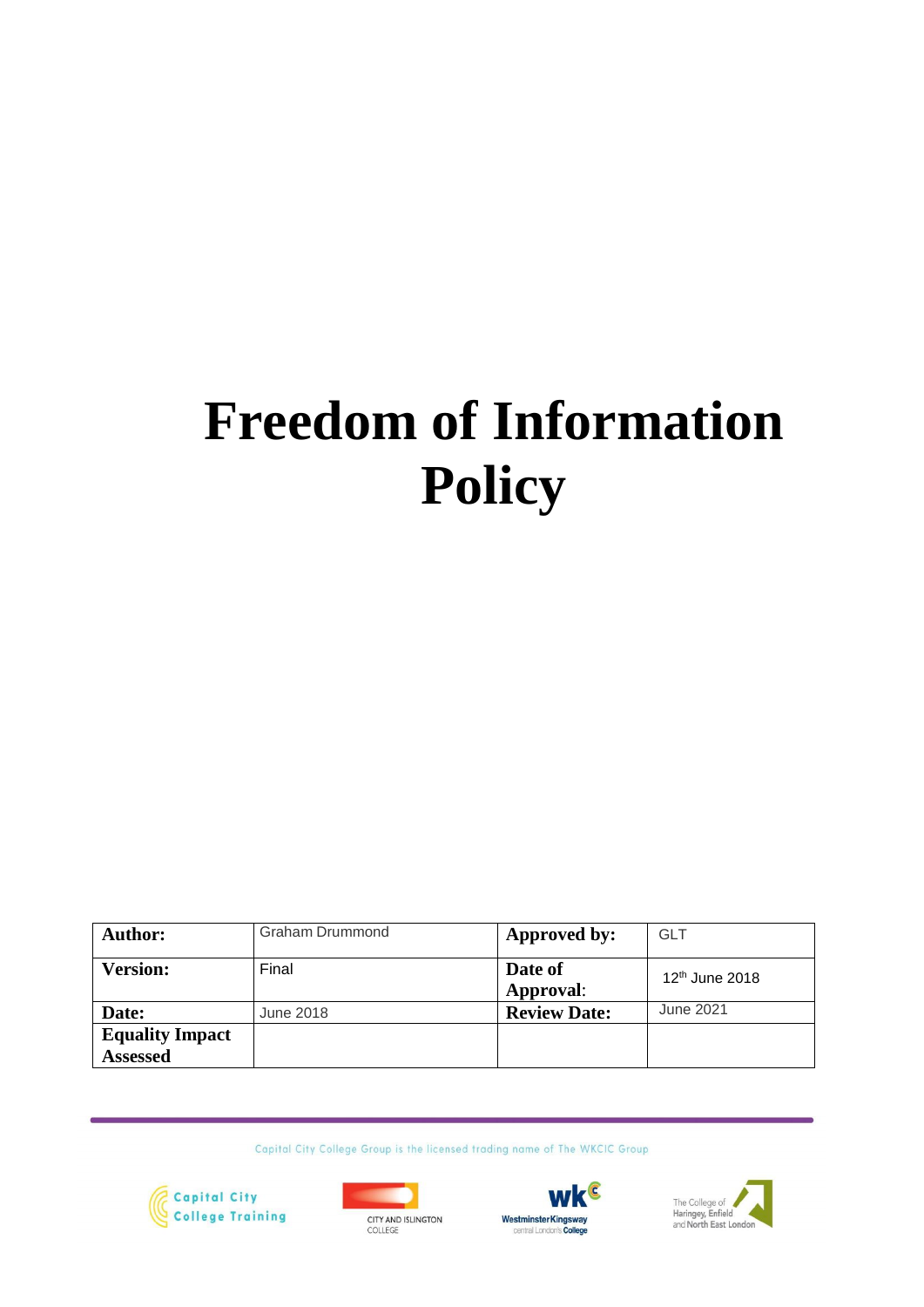# Freedom of Information Policy

| Author: | Graham Drummond | Approved by: | GLT |
|---|---|---|---|
| Version: | Final | Date of Approval: | 12th June 2018 |
| Date: | June 2018 | Review Date: | June 2021 |
| Equality Impact Assessed | | | |

Capital City College Group is the licensed trading name of The WKCIC Group

Capital City College Training

CITY AND ISLINGTON COLLEGE

WestminsterKingsway central London's College

The College of Haringey, Enfield and North East London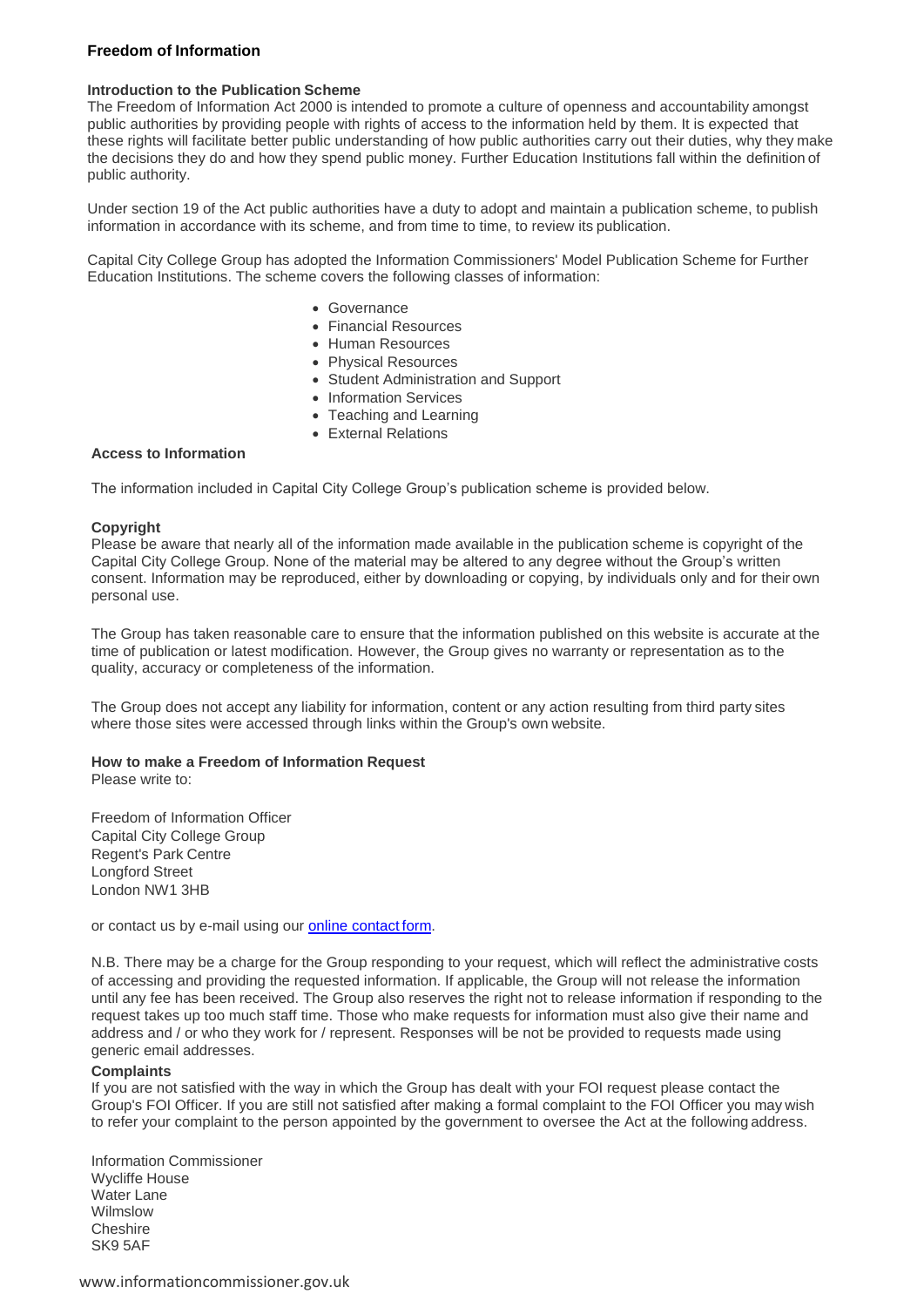## Freedom of Information

### Introduction to the Publication Scheme

The Freedom of Information Act 2000 is intended to promote a culture of openness and accountability amongst public authorities by providing people with rights of access to the information held by them. It is expected that these rights will facilitate better public understanding of how public authorities carry out their duties, why they make the decisions they do and how they spend public money. Further Education Institutions fall within the definition of public authority.

Under section 19 of the Act public authorities have a duty to adopt and maintain a publication scheme, to publish information in accordance with its scheme, and from time to time, to review its publication.

Capital City College Group has adopted the Information Commissioners' Model Publication Scheme for Further Education Institutions. The scheme covers the following classes of information:

- Governance
- Financial Resources
- Human Resources
- Physical Resources
- Student Administration and Support
- Information Services
- Teaching and Learning
- External Relations

### Access to Information

The information included in Capital City College Group's publication scheme is provided below.

### Copyright

Please be aware that nearly all of the information made available in the publication scheme is copyright of the Capital City College Group. None of the material may be altered to any degree without the Group's written consent. Information may be reproduced, either by downloading or copying, by individuals only and for their own personal use.

The Group has taken reasonable care to ensure that the information published on this website is accurate at the time of publication or latest modification. However, the Group gives no warranty or representation as to the quality, accuracy or completeness of the information.

The Group does not accept any liability for information, content or any action resulting from third party sites where those sites were accessed through links within the Group's own website.

### How to make a Freedom of Information Request

Please write to:

Freedom of Information Officer
Capital City College Group
Regent's Park Centre
Longford Street
London NW1 3HB

or contact us by e-mail using our online contact form.

N.B. There may be a charge for the Group responding to your request, which will reflect the administrative costs of accessing and providing the requested information. If applicable, the Group will not release the information until any fee has been received. The Group also reserves the right not to release information if responding to the request takes up too much staff time. Those who make requests for information must also give their name and address and / or who they work for / represent. Responses will be not be provided to requests made using generic email addresses.

### Complaints

If you are not satisfied with the way in which the Group has dealt with your FOI request please contact the Group's FOI Officer. If you are still not satisfied after making a formal complaint to the FOI Officer you may wish to refer your complaint to the person appointed by the government to oversee the Act at the following address.

Information Commissioner
Wycliffe House
Water Lane
Wilmslow
Cheshire
SK9 5AF

www.informationcommissioner.gov.uk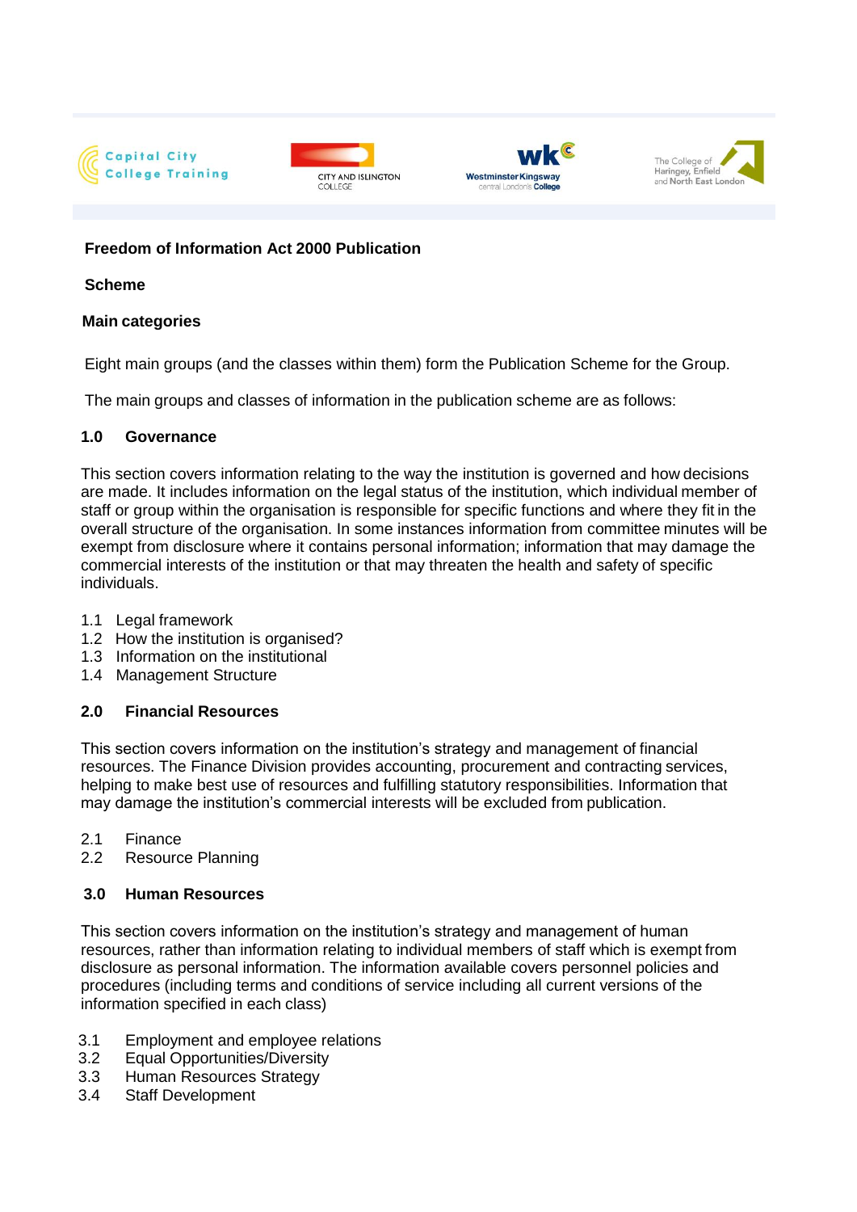Capital City College Training | City and Islington College | Westminster Kingsway central London's College | The College of Haringey, Enfield and North East London

## Freedom of Information Act 2000 Publication

## Scheme

### Main categories

Eight main groups (and the classes within them) form the Publication Scheme for the Group.

The main groups and classes of information in the publication scheme are as follows:

### 1.0 Governance

This section covers information relating to the way the institution is governed and how decisions are made. It includes information on the legal status of the institution, which individual member of staff or group within the organisation is responsible for specific functions and where they fit in the overall structure of the organisation. In some instances information from committee minutes will be exempt from disclosure where it contains personal information; information that may damage the commercial interests of the institution or that may threaten the health and safety of specific individuals.

1.1 Legal framework
1.2 How the institution is organised?
1.3 Information on the institutional
1.4 Management Structure

### 2.0 Financial Resources

This section covers information on the institution's strategy and management of financial resources. The Finance Division provides accounting, procurement and contracting services, helping to make best use of resources and fulfilling statutory responsibilities. Information that may damage the institution's commercial interests will be excluded from publication.

2.1 Finance
2.2 Resource Planning

### 3.0 Human Resources

This section covers information on the institution's strategy and management of human resources, rather than information relating to individual members of staff which is exempt from disclosure as personal information. The information available covers personnel policies and procedures (including terms and conditions of service including all current versions of the information specified in each class)

3.1 Employment and employee relations
3.2 Equal Opportunities/Diversity
3.3 Human Resources Strategy
3.4 Staff Development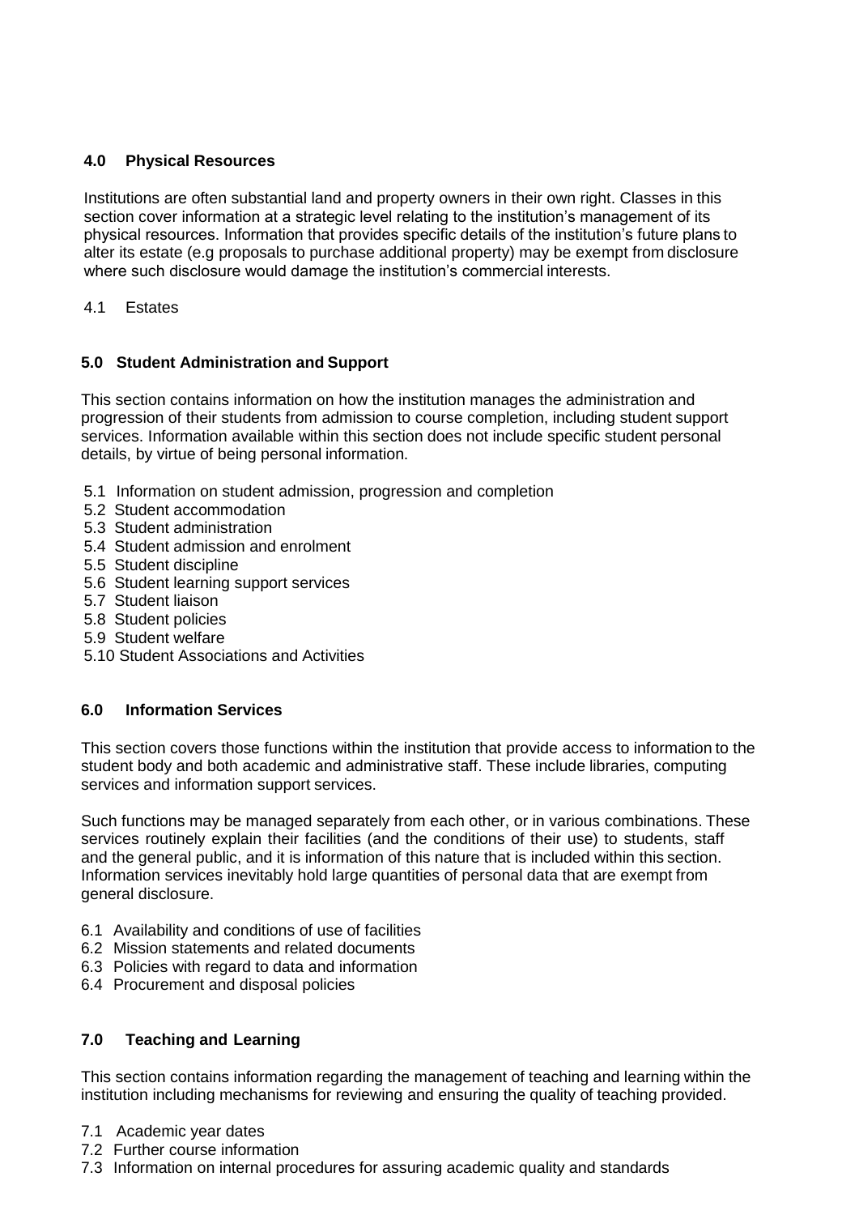## 4.0 Physical Resources

Institutions are often substantial land and property owners in their own right. Classes in this section cover information at a strategic level relating to the institution's management of its physical resources. Information that provides specific details of the institution's future plans to alter its estate (e.g proposals to purchase additional property) may be exempt from disclosure where such disclosure would damage the institution's commercial interests.

4.1 Estates

## 5.0 Student Administration and Support

This section contains information on how the institution manages the administration and progression of their students from admission to course completion, including student support services. Information available within this section does not include specific student personal details, by virtue of being personal information.

5.1 Information on student admission, progression and completion
5.2 Student accommodation
5.3 Student administration
5.4 Student admission and enrolment
5.5 Student discipline
5.6 Student learning support services
5.7 Student liaison
5.8 Student policies
5.9 Student welfare
5.10 Student Associations and Activities

## 6.0 Information Services

This section covers those functions within the institution that provide access to information to the student body and both academic and administrative staff. These include libraries, computing services and information support services.

Such functions may be managed separately from each other, or in various combinations. These services routinely explain their facilities (and the conditions of their use) to students, staff and the general public, and it is information of this nature that is included within this section. Information services inevitably hold large quantities of personal data that are exempt from general disclosure.

6.1 Availability and conditions of use of facilities
6.2 Mission statements and related documents
6.3 Policies with regard to data and information
6.4 Procurement and disposal policies

## 7.0 Teaching and Learning

This section contains information regarding the management of teaching and learning within the institution including mechanisms for reviewing and ensuring the quality of teaching provided.

7.1 Academic year dates
7.2 Further course information
7.3 Information on internal procedures for assuring academic quality and standards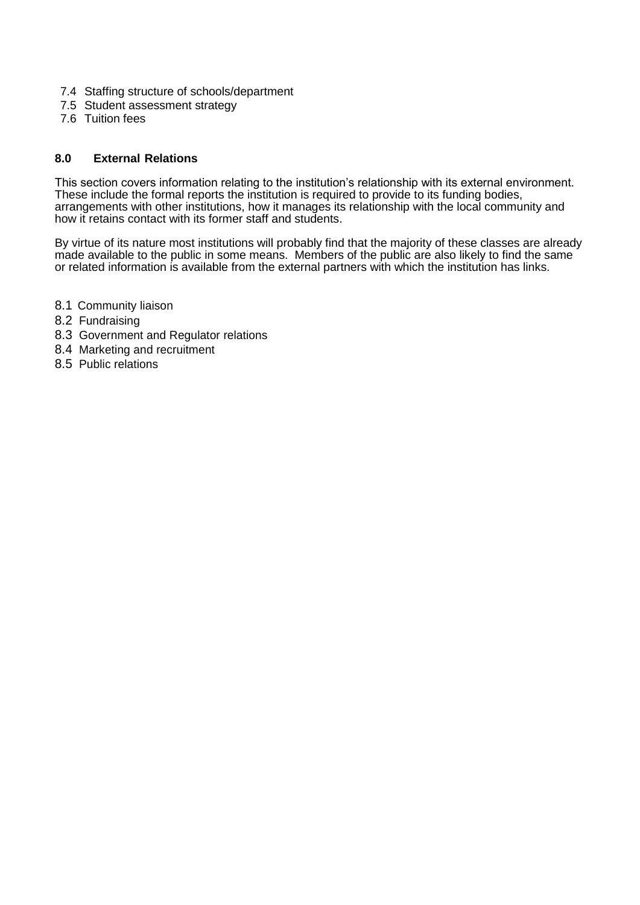7.4 Staffing structure of schools/department
7.5 Student assessment strategy
7.6 Tuition fees

## 8.0 External Relations

This section covers information relating to the institution's relationship with its external environment. These include the formal reports the institution is required to provide to its funding bodies, arrangements with other institutions, how it manages its relationship with the local community and how it retains contact with its former staff and students.

By virtue of its nature most institutions will probably find that the majority of these classes are already made available to the public in some means. Members of the public are also likely to find the same or related information is available from the external partners with which the institution has links.

8.1 Community liaison
8.2 Fundraising
8.3 Government and Regulator relations
8.4 Marketing and recruitment
8.5 Public relations